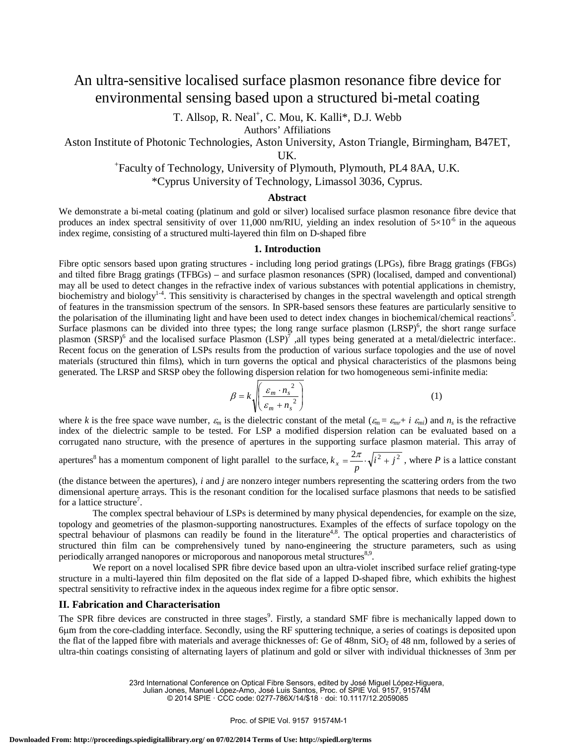# An ultra-sensitive localised surface plasmon resonance fibre device for environmental sensing based upon a structured bi-metal coating

T. Allsop, R. Neal[+], C. Mou, K. Kalli*, D.J. Webb

Authors' Affiliations

Aston Institute of Photonic Technologies, Aston University, Aston Triangle, Birmingham, B47ET, UK.

[+]Faculty of Technology, University of Plymouth, Plymouth, PL4 8AA, U.K.

*Cyprus University of Technology, Limassol 3036, Cyprus.

## Abstract

We demonstrate a bi-metal coating (platinum and gold or silver) localised surface plasmon resonance fibre device that produces an index spectral sensitivity of over 11,000 nm/RIU, yielding an index resolution of $5\times10^{-6}$ in the aqueous index regime, consisting of a structured multi-layered thin film on D-shaped fibre

## 1. Introduction

Fibre optic sensors based upon grating structures - including long period gratings (LPGs), fibre Bragg gratings (FBGs) and tilted fibre Bragg gratings (TFBGs) – and surface plasmon resonances (SPR) (localised, damped and conventional) may all be used to detect changes in the refractive index of various substances with potential applications in chemistry, biochemistry and biology[1-4]. This sensitivity is characterised by changes in the spectral wavelength and optical strength of features in the transmission spectrum of the sensors. In SPR-based sensors these features are particularly sensitive to the polarisation of the illuminating light and have been used to detect index changes in biochemical/chemical reactions[5]. Surface plasmons can be divided into three types; the long range surface plasmon (LRSP)[6], the short range surface plasmon (SRSP)[6] and the localised surface Plasmon (LSP)[7] ,all types being generated at a metal/dielectric interface:. Recent focus on the generation of LSPs results from the production of various surface topologies and the use of novel materials (structured thin films), which in turn governs the optical and physical characteristics of the plasmons being generated. The LRSP and SRSP obey the following dispersion relation for two homogeneous semi-infinite media:

$$\beta = k\sqrt{\left(\frac{\varepsilon_m \cdot n_s^{\,2}}{\varepsilon_m + n_s^{\,2}}\right)} \tag{1}$$

where $k$ is the free space wave number, $\varepsilon_m$ is the dielectric constant of the metal ($\varepsilon_m = \varepsilon_{mr} + i\ \varepsilon_{mi}$) and $n_s$ is the refractive index of the dielectric sample to be tested. For LSP a modified dispersion relation can be evaluated based on a corrugated nano structure, with the presence of apertures in the supporting surface plasmon material. This array of apertures[8] has a momentum component of light parallel to the surface, $k_x = \frac{2\pi}{p}\cdot\sqrt{i^2 + j^2}$ , where $P$ is a lattice constant (the distance between the apertures), $i$ and $j$ are nonzero integer numbers representing the scattering orders from the two dimensional aperture arrays. This is the resonant condition for the localised surface plasmons that needs to be satisfied for a lattice structure[7].

The complex spectral behaviour of LSPs is determined by many physical dependencies, for example on the size, topology and geometries of the plasmon-supporting nanostructures. Examples of the effects of surface topology on the spectral behaviour of plasmons can readily be found in the literature[4,8]. The optical properties and characteristics of structured thin film can be comprehensively tuned by nano-engineering the structure parameters, such as using periodically arranged nanopores or microporous and nanoporous metal structures[8,9].

We report on a novel localised SPR fibre device based upon an ultra-violet inscribed surface relief grating-type structure in a multi-layered thin film deposited on the flat side of a lapped D-shaped fibre, which exhibits the highest spectral sensitivity to refractive index in the aqueous index regime for a fibre optic sensor.

## II. Fabrication and Characterisation

The SPR fibre devices are constructed in three stages[9]. Firstly, a standard SMF fibre is mechanically lapped down to 6μm from the core-cladding interface. Secondly, using the RF sputtering technique, a series of coatings is deposited upon the flat of the lapped fibre with materials and average thicknesses of: Ge of 48nm, $SiO_2$ of 48 nm, followed by a series of ultra-thin coatings consisting of alternating layers of platinum and gold or silver with individual thicknesses of 3nm per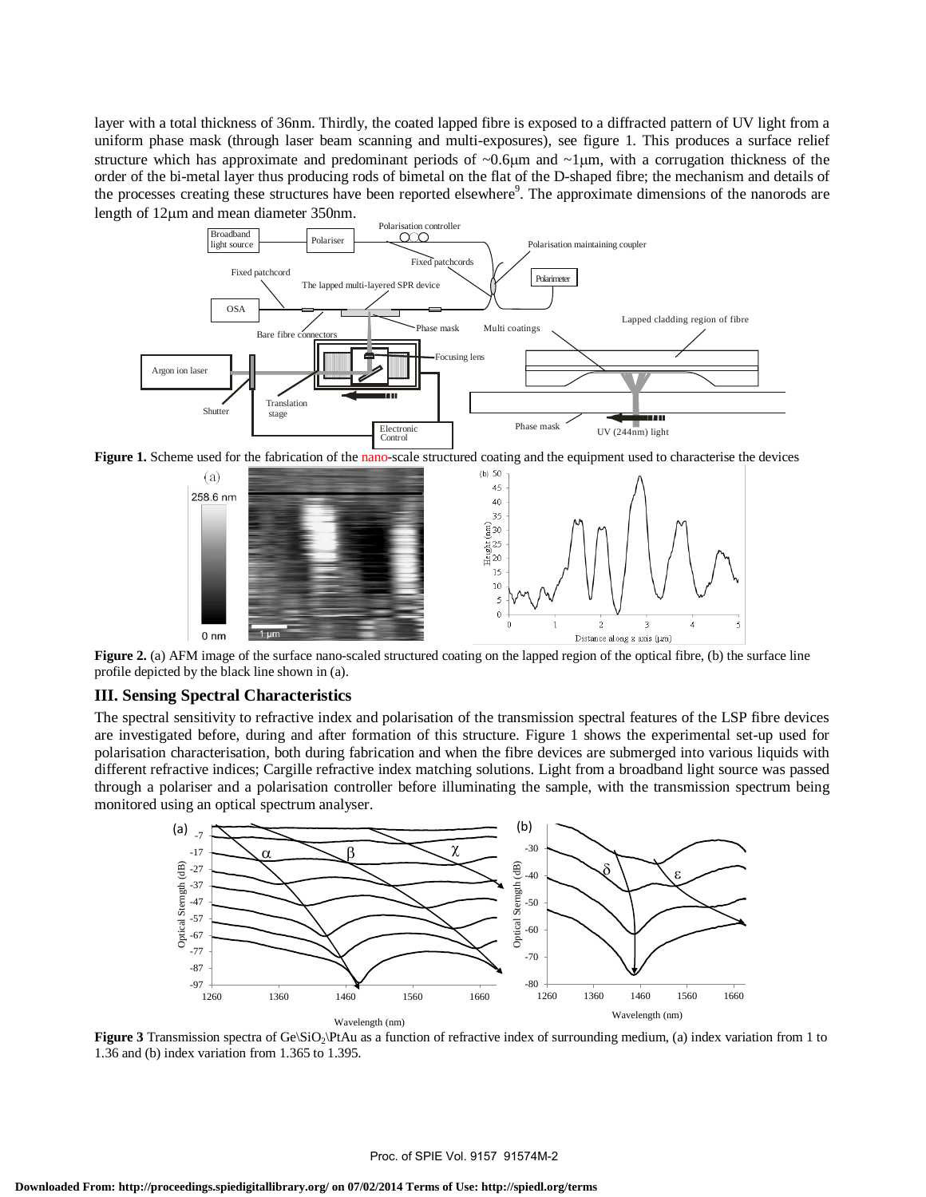layer with a total thickness of 36nm. Thirdly, the coated lapped fibre is exposed to a diffracted pattern of UV light from a uniform phase mask (through laser beam scanning and multi-exposures), see figure 1. This produces a surface relief structure which has approximate and predominant periods of ~0.6μm and ~1μm, with a corrugation thickness of the order of the bi-metal layer thus producing rods of bimetal on the flat of the D-shaped fibre; the mechanism and details of the processes creating these structures have been reported elsewhere[9]. The approximate dimensions of the nanorods are length of 12μm and mean diameter 350nm.

**Figure 1.** Scheme used for the fabrication of the nano-scale structured coating and the equipment used to characterise the devices

**Figure 2.** (a) AFM image of the surface nano-scaled structured coating on the lapped region of the optical fibre, (b) the surface line profile depicted by the black line shown in (a).

## III. Sensing Spectral Characteristics

The spectral sensitivity to refractive index and polarisation of the transmission spectral features of the LSP fibre devices are investigated before, during and after formation of this structure. Figure 1 shows the experimental set-up used for polarisation characterisation, both during fabrication and when the fibre devices are submerged into various liquids with different refractive indices; Cargille refractive index matching solutions. Light from a broadband light source was passed through a polariser and a polarisation controller before illuminating the sample, with the transmission spectrum being monitored using an optical spectrum analyser.

**Figure 3** Transmission spectra of Ge\$SiO_2$\PtAu as a function of refractive index of surrounding medium, (a) index variation from 1 to 1.36 and (b) index variation from 1.365 to 1.395.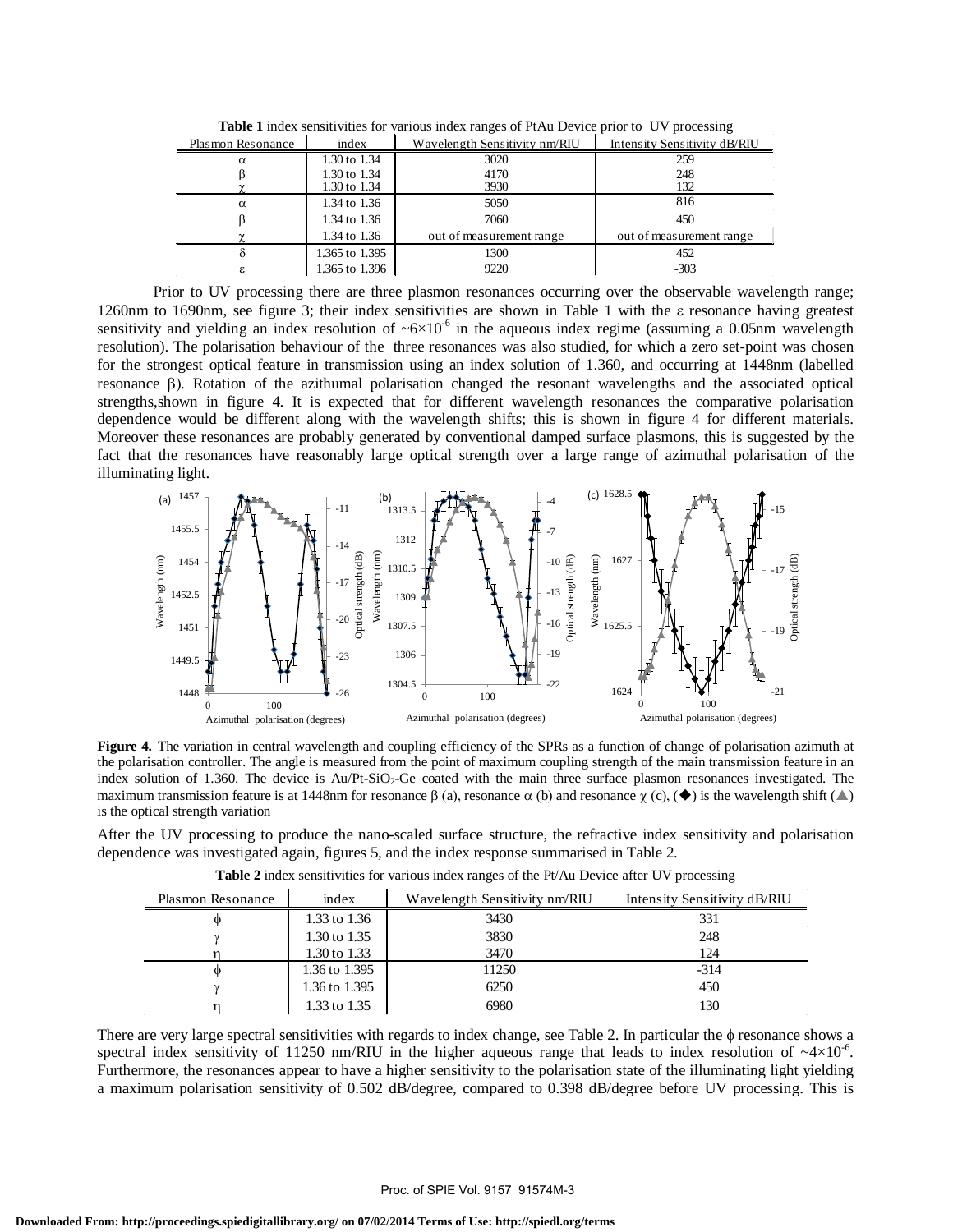**Table 1** index sensitivities for various index ranges of PtAu Device prior to UV processing

| Plasmon Resonance | index | Wavelength Sensitivity nm/RIU | Intensity Sensitivity dB/RIU |
|---|---|---|---|
| α | 1.30 to 1.34 | 3020 | 259 |
| β | 1.30 to 1.34 | 4170 | 248 |
| χ | 1.30 to 1.34 | 3930 | 132 |
| α | 1.34 to 1.36 | 5050 | 816 |
| β | 1.34 to 1.36 | 7060 | 450 |
| χ | 1.34 to 1.36 | out of measurement range | out of measurement range |
| δ | 1.365 to 1.395 | 1300 | 452 |
| ε | 1.365 to 1.396 | 9220 | -303 |

Prior to UV processing there are three plasmon resonances occurring over the observable wavelength range; 1260nm to 1690nm, see figure 3; their index sensitivities are shown in Table 1 with the ε resonance having greatest sensitivity and yielding an index resolution of $\sim 6\times10^{-6}$ in the aqueous index regime (assuming a 0.05nm wavelength resolution). The polarisation behaviour of the three resonances was also studied, for which a zero set-point was chosen for the strongest optical feature in transmission using an index solution of 1.360, and occurring at 1448nm (labelled resonance β). Rotation of the azithumal polarisation changed the resonant wavelengths and the associated optical strengths,shown in figure 4. It is expected that for different wavelength resonances the comparative polarisation dependence would be different along with the wavelength shifts; this is shown in figure 4 for different materials. Moreover these resonances are probably generated by conventional damped surface plasmons, this is suggested by the fact that the resonances have reasonably large optical strength over a large range of azimuthal polarisation of the illuminating light.

**Figure 4.** The variation in central wavelength and coupling efficiency of the SPRs as a function of change of polarisation azimuth at the polarisation controller. The angle is measured from the point of maximum coupling strength of the main transmission feature in an index solution of 1.360. The device is Au/Pt-$SiO_2$-Ge coated with the main three surface plasmon resonances investigated. The maximum transmission feature is at 1448nm for resonance β (a), resonance α (b) and resonance χ (c), (◆) is the wavelength shift (▲) is the optical strength variation

After the UV processing to produce the nano-scaled surface structure, the refractive index sensitivity and polarisation dependence was investigated again, figures 5, and the index response summarised in Table 2.

**Table 2** index sensitivities for various index ranges of the Pt/Au Device after UV processing

| Plasmon Resonance | index | Wavelength Sensitivity nm/RIU | Intensity Sensitivity dB/RIU |
|---|---|---|---|
| ϕ | 1.33 to 1.36 | 3430 | 331 |
| γ | 1.30 to 1.35 | 3830 | 248 |
| η | 1.30 to 1.33 | 3470 | 124 |
| ϕ | 1.36 to 1.395 | 11250 | -314 |
| γ | 1.36 to 1.395 | 6250 | 450 |
| η | 1.33 to 1.35 | 6980 | 130 |

There are very large spectral sensitivities with regards to index change, see Table 2. In particular the ϕ resonance shows a spectral index sensitivity of 11250 nm/RIU in the higher aqueous range that leads to index resolution of $\sim 4\times10^{-6}$. Furthermore, the resonances appear to have a higher sensitivity to the polarisation state of the illuminating light yielding a maximum polarisation sensitivity of 0.502 dB/degree, compared to 0.398 dB/degree before UV processing. This is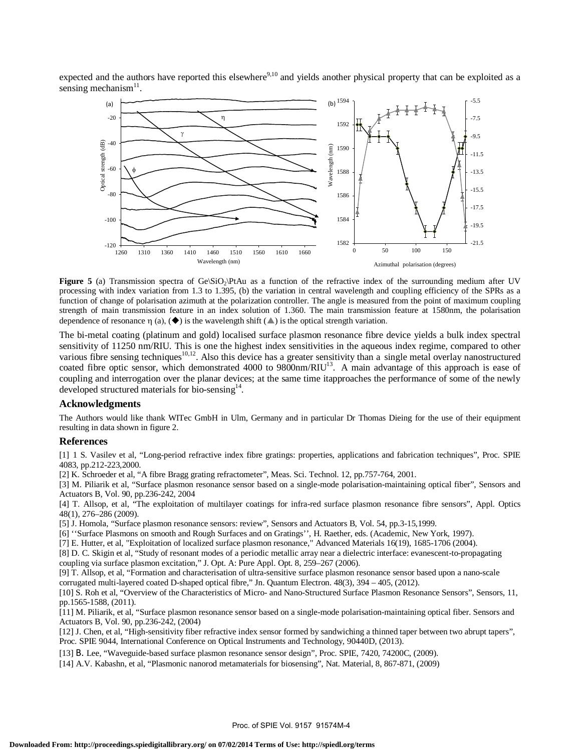expected and the authors have reported this elsewhere[9,10] and yields another physical property that can be exploited as a sensing mechanism[11].

(a)

-20

-40

-60

-80

-100

-120

1260 1310 1360 1410 1460 1510 1560 1610 1660

Optical strength (dB)

Wavelength (nm)

η

γ

ϕ

(b)

1594

1592

1590

1588

1586

1584

1582

0 50 100 150

Wavelength (nm)

Azimuthal polarisation (degrees)

-5.5

-7.5

-9.5

-11.5

-13.5

-15.5

-17.5

-19.5

-21.5

**Figure 5** (a) Transmission spectra of Ge\$SiO_2$\PtAu as a function of the refractive index of the surrounding medium after UV processing with index variation from 1.3 to 1.395, (b) the variation in central wavelength and coupling efficiency of the SPRs as a function of change of polarisation azimuth at the polarization controller. The angle is measured from the point of maximum coupling strength of main transmission feature in an index solution of 1.360. The main transmission feature at 1580nm, the polarisation dependence of resonance η (a), (◆) is the wavelength shift (▲) is the optical strength variation.

The bi-metal coating (platinum and gold) localised surface plasmon resonance fibre device yields a bulk index spectral sensitivity of 11250 nm/RIU. This is one the highest index sensitivities in the aqueous index regime, compared to other various fibre sensing techniques[10,12]. Also this device has a greater sensitivity than a single metal overlay nanostructured coated fibre optic sensor, which demonstrated 4000 to 9800nm/RIU[13]. A main advantage of this approach is ease of coupling and interrogation over the planar devices; at the same time itapproaches the performance of some of the newly developed structured materials for bio-sensing[14].

## Acknowledgments

The Authors would like thank WITec GmbH in Ulm, Germany and in particular Dr Thomas Dieing for the use of their equipment resulting in data shown in figure 2.

## References

[1] 1 S. Vasilev et al, "Long-period refractive index fibre gratings: properties, applications and fabrication techniques", Proc. SPIE 4083, pp.212-223,2000.

[2] K. Schroeder et al, "A fibre Bragg grating refractometer", Meas. Sci. Technol. 12, pp.757-764, 2001.

[3] M. Piliarik et al, "Surface plasmon resonance sensor based on a single-mode polarisation-maintaining optical fiber", Sensors and Actuators B, Vol. 90, pp.236-242, 2004

[4] T. Allsop, et al, "The exploitation of multilayer coatings for infra-red surface plasmon resonance fibre sensors", Appl. Optics 48(1), 276–286 (2009).

[5] J. Homola, "Surface plasmon resonance sensors: review", Sensors and Actuators B, Vol. 54, pp.3-15,1999.

[6] ''Surface Plasmons on smooth and Rough Surfaces and on Gratings'', H. Raether, eds. (Academic, New York, 1997).

[7] E. Hutter, et al, "Exploitation of localized surface plasmon resonance," Advanced Materials 16(19), 1685-1706 (2004).

[8] D. C. Skigin et al, "Study of resonant modes of a periodic metallic array near a dielectric interface: evanescent-to-propagating coupling via surface plasmon excitation," J. Opt. A: Pure Appl. Opt. 8, 259–267 (2006).

[9] T. Allsop, et al, "Formation and characterisation of ultra-sensitive surface plasmon resonance sensor based upon a nano-scale corrugated multi-layered coated D-shaped optical fibre," Jn. Quantum Electron. 48(3), 394 – 405, (2012).

[10] S. Roh et al, "Overview of the Characteristics of Micro- and Nano-Structured Surface Plasmon Resonance Sensors", Sensors, 11, pp.1565-1588, (2011).

[11] M. Piliarik, et al, "Surface plasmon resonance sensor based on a single-mode polarisation-maintaining optical fiber. Sensors and Actuators B, Vol. 90, pp.236-242, (2004)

[12] J. Chen, et al, "High-sensitivity fiber refractive index sensor formed by sandwiching a thinned taper between two abrupt tapers", Proc. SPIE 9044, International Conference on Optical Instruments and Technology, 90440D, (2013).

[13] B. Lee, "Waveguide-based surface plasmon resonance sensor design", Proc. SPIE, 7420, 74200C, (2009).

[14] A.V. Kabashn, et al, "Plasmonic nanorod metamaterials for biosensing", Nat. Material, 8, 867-871, (2009)